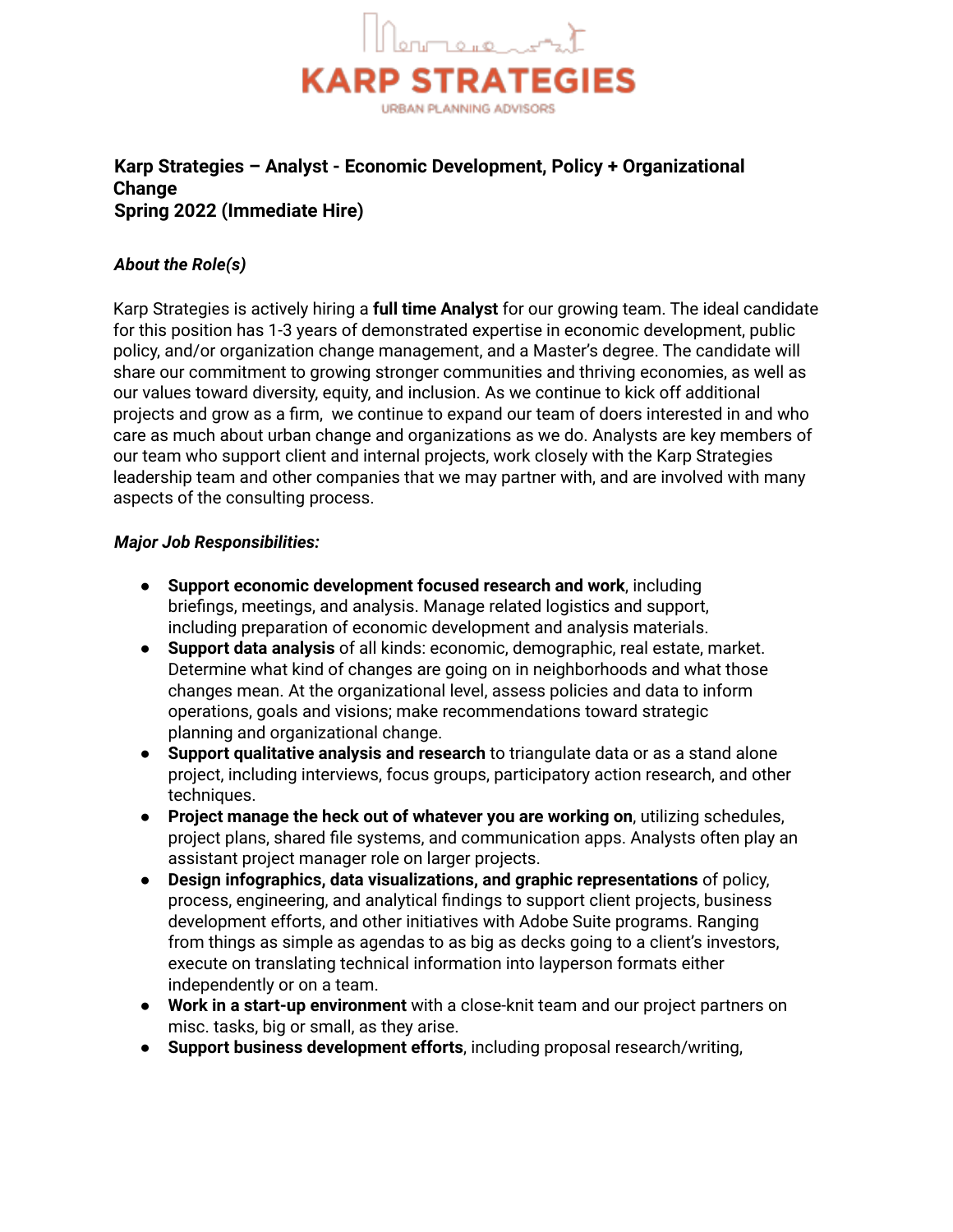KARP STRATEGIES

URBAN PLANNING ADVISORS

**Karp Strategies – Analyst - Economic Development, Policy + Organizational Change**
**Spring 2022 (Immediate Hire)**

***About the Role(s)***

Karp Strategies is actively hiring a **full time Analyst** for our growing team. The ideal candidate for this position has 1-3 years of demonstrated expertise in economic development, public policy, and/or organization change management, and a Master's degree. The candidate will share our commitment to growing stronger communities and thriving economies, as well as our values toward diversity, equity, and inclusion. As we continue to kick off additional projects and grow as a firm, we continue to expand our team of doers interested in and who care as much about urban change and organizations as we do. Analysts are key members of our team who support client and internal projects, work closely with the Karp Strategies leadership team and other companies that we may partner with, and are involved with many aspects of the consulting process.

***Major Job Responsibilities:***

- **Support economic development focused research and work**, including briefings, meetings, and analysis. Manage related logistics and support, including preparation of economic development and analysis materials.
- **Support data analysis** of all kinds: economic, demographic, real estate, market. Determine what kind of changes are going on in neighborhoods and what those changes mean. At the organizational level, assess policies and data to inform operations, goals and visions; make recommendations toward strategic planning and organizational change.
- **Support qualitative analysis and research** to triangulate data or as a stand alone project, including interviews, focus groups, participatory action research, and other techniques.
- **Project manage the heck out of whatever you are working on**, utilizing schedules, project plans, shared file systems, and communication apps. Analysts often play an assistant project manager role on larger projects.
- **Design infographics, data visualizations, and graphic representations** of policy, process, engineering, and analytical findings to support client projects, business development efforts, and other initiatives with Adobe Suite programs. Ranging from things as simple as agendas to as big as decks going to a client's investors, execute on translating technical information into layperson formats either independently or on a team.
- **Work in a start-up environment** with a close-knit team and our project partners on misc. tasks, big or small, as they arise.
- **Support business development efforts**, including proposal research/writing,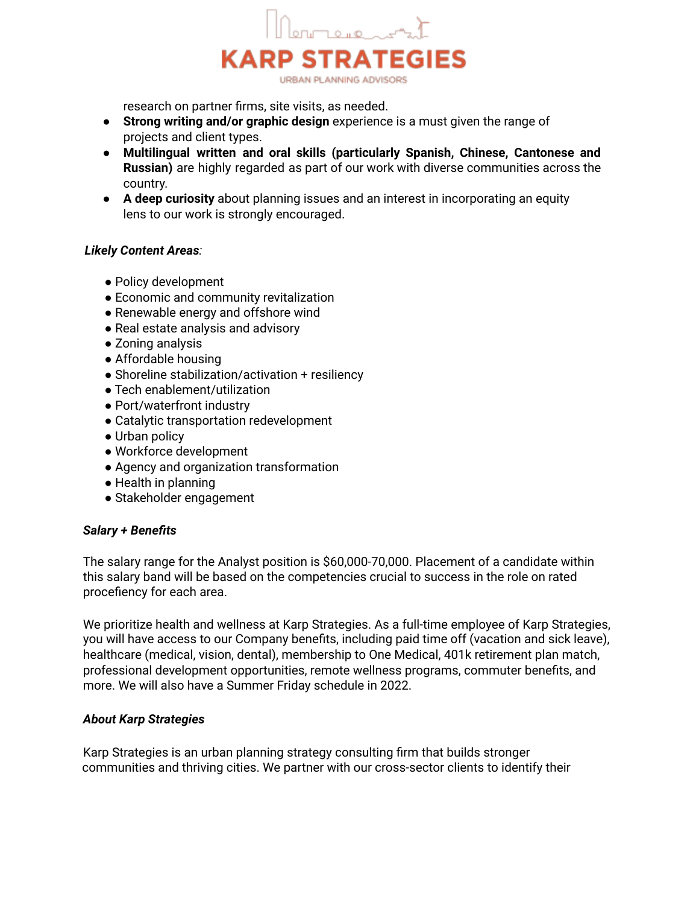research on partner firms, site visits, as needed.

- **Strong writing and/or graphic design** experience is a must given the range of projects and client types.
- **Multilingual written and oral skills (particularly Spanish, Chinese, Cantonese and Russian)** are highly regarded as part of our work with diverse communities across the country.
- **A deep curiosity** about planning issues and an interest in incorporating an equity lens to our work is strongly encouraged.

***Likely Content Areas***:

- Policy development
- Economic and community revitalization
- Renewable energy and offshore wind
- Real estate analysis and advisory
- Zoning analysis
- Affordable housing
- Shoreline stabilization/activation + resiliency
- Tech enablement/utilization
- Port/waterfront industry
- Catalytic transportation redevelopment
- Urban policy
- Workforce development
- Agency and organization transformation
- Health in planning
- Stakeholder engagement

***Salary + Benefits***

The salary range for the Analyst position is $60,000-70,000. Placement of a candidate within this salary band will be based on the competencies crucial to success in the role on rated procefiency for each area.

We prioritize health and wellness at Karp Strategies. As a full-time employee of Karp Strategies, you will have access to our Company benefits, including paid time off (vacation and sick leave), healthcare (medical, vision, dental), membership to One Medical, 401k retirement plan match, professional development opportunities, remote wellness programs, commuter benefits, and more. We will also have a Summer Friday schedule in 2022.

***About Karp Strategies***

Karp Strategies is an urban planning strategy consulting firm that builds stronger communities and thriving cities. We partner with our cross-sector clients to identify their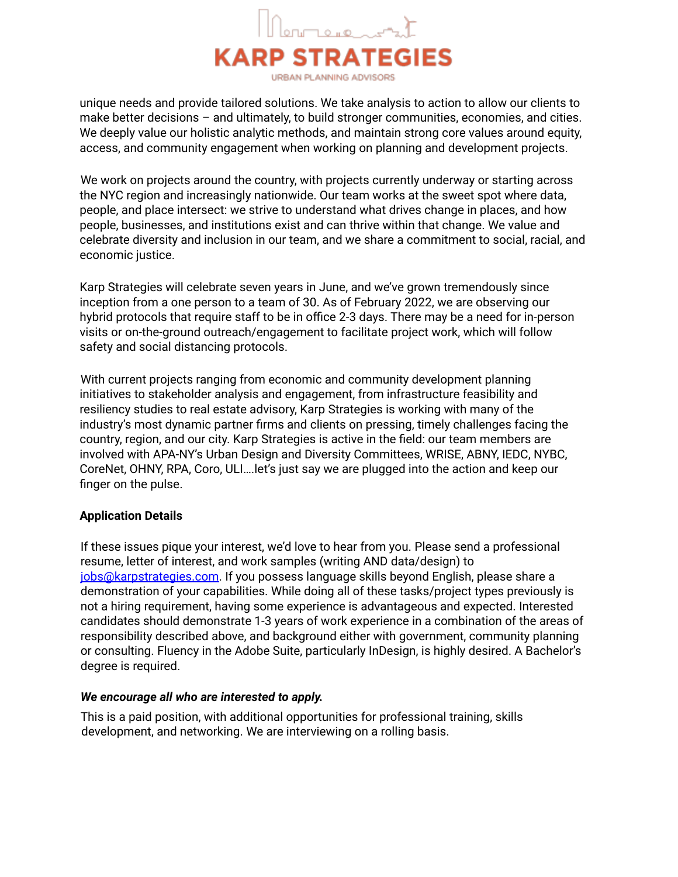unique needs and provide tailored solutions. We take analysis to action to allow our clients to make better decisions – and ultimately, to build stronger communities, economies, and cities. We deeply value our holistic analytic methods, and maintain strong core values around equity, access, and community engagement when working on planning and development projects.

We work on projects around the country, with projects currently underway or starting across the NYC region and increasingly nationwide. Our team works at the sweet spot where data, people, and place intersect: we strive to understand what drives change in places, and how people, businesses, and institutions exist and can thrive within that change. We value and celebrate diversity and inclusion in our team, and we share a commitment to social, racial, and economic justice.

Karp Strategies will celebrate seven years in June, and we've grown tremendously since inception from a one person to a team of 30. As of February 2022, we are observing our hybrid protocols that require staff to be in office 2-3 days. There may be a need for in-person visits or on-the-ground outreach/engagement to facilitate project work, which will follow safety and social distancing protocols.

With current projects ranging from economic and community development planning initiatives to stakeholder analysis and engagement, from infrastructure feasibility and resiliency studies to real estate advisory, Karp Strategies is working with many of the industry's most dynamic partner firms and clients on pressing, timely challenges facing the country, region, and our city. Karp Strategies is active in the field: our team members are involved with APA-NY's Urban Design and Diversity Committees, WRISE, ABNY, IEDC, NYBC, CoreNet, OHNY, RPA, Coro, ULI….let's just say we are plugged into the action and keep our finger on the pulse.

**Application Details**

If these issues pique your interest, we'd love to hear from you. Please send a professional resume, letter of interest, and work samples (writing AND data/design) to jobs@karpstrategies.com. If you possess language skills beyond English, please share a demonstration of your capabilities. While doing all of these tasks/project types previously is not a hiring requirement, having some experience is advantageous and expected. Interested candidates should demonstrate 1-3 years of work experience in a combination of the areas of responsibility described above, and background either with government, community planning or consulting. Fluency in the Adobe Suite, particularly InDesign, is highly desired. A Bachelor's degree is required.

***We encourage all who are interested to apply.***

This is a paid position, with additional opportunities for professional training, skills development, and networking. We are interviewing on a rolling basis.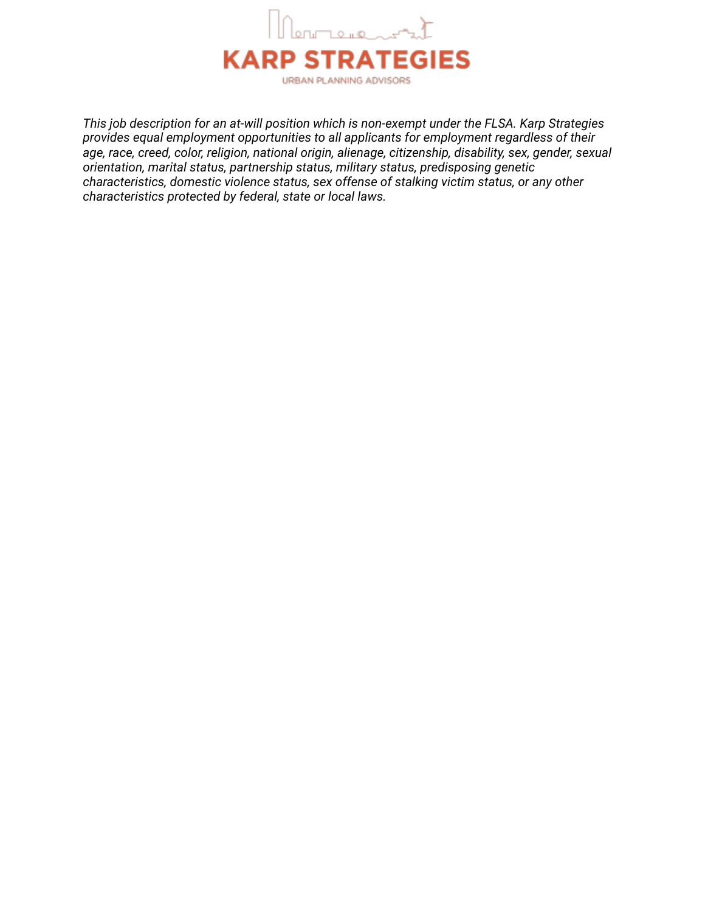*This job description for an at-will position which is non-exempt under the FLSA. Karp Strategies provides equal employment opportunities to all applicants for employment regardless of their age, race, creed, color, religion, national origin, alienage, citizenship, disability, sex, gender, sexual orientation, marital status, partnership status, military status, predisposing genetic characteristics, domestic violence status, sex offense of stalking victim status, or any other characteristics protected by federal, state or local laws.*